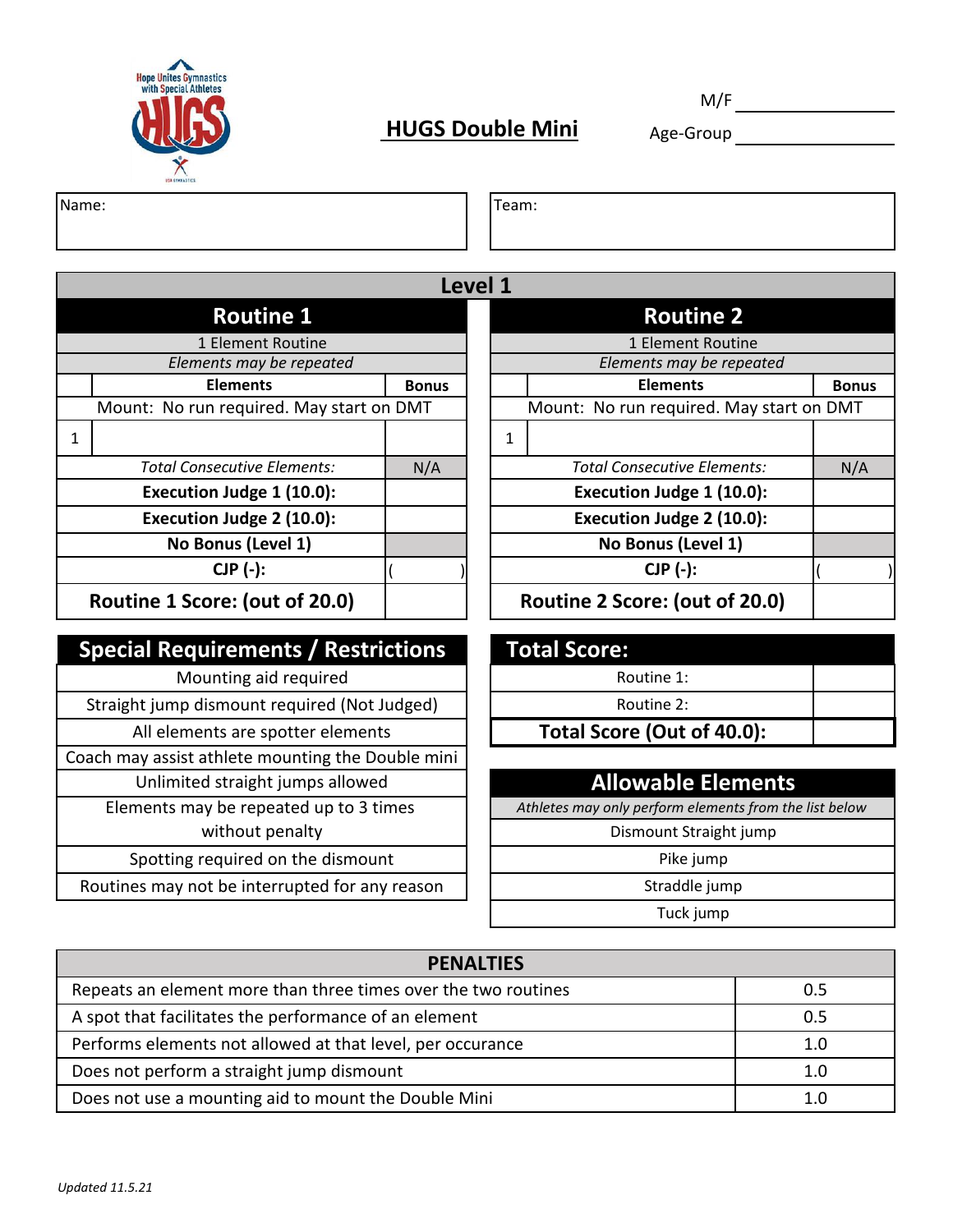Hope Unites Gymnastics with Special Athletes

HUGS

# HUGS Double Mini

M/F ____________

Age-Group ____________

| Name: | Team: |
|---|---|
| | |

## Level 1

| Routine 1 | | | Routine 2 | | |
|---|---|---|---|---|---|
| 1 Element Routine | | | 1 Element Routine | | |
| *Elements may be repeated* | | | *Elements may be repeated* | | |
| | **Elements** | **Bonus** | | **Elements** | **Bonus** |
| Mount: No run required. May start on DMT | | | Mount: No run required. May start on DMT | | |
| 1 | | | 1 | | |
| *Total Consecutive Elements:* | | N/A | *Total Consecutive Elements:* | | N/A |
| **Execution Judge 1 (10.0):** | | | **Execution Judge 1 (10.0):** | | |
| **Execution Judge 2 (10.0):** | | | **Execution Judge 2 (10.0):** | | |
| **No Bonus (Level 1)** | | | **No Bonus (Level 1)** | | |
| **CJP (-):** | | ( ) | **CJP (-):** | | ( ) |
| **Routine 1 Score: (out of 20.0)** | | | **Routine 2 Score: (out of 20.0)** | | |

| Special Requirements / Restrictions |
|---|
| Mounting aid required |
| Straight jump dismount required (Not Judged) |
| All elements are spotter elements |
| Coach may assist athlete mounting the Double mini |
| Unlimited straight jumps allowed |
| Elements may be repeated up to 3 times without penalty |
| Spotting required on the dismount |
| Routines may not be interrupted for any reason |

| Total Score: | |
|---|---|
| Routine 1: | |
| Routine 2: | |
| **Total Score (Out of 40.0):** | |

| Allowable Elements |
|---|
| *Athletes may only perform elements from the list below* |
| Dismount Straight jump |
| Pike jump |
| Straddle jump |
| Tuck jump |

| PENALTIES | |
|---|---|
| Repeats an element more than three times over the two routines | 0.5 |
| A spot that facilitates the performance of an element | 0.5 |
| Performs elements not allowed at that level, per occurance | 1.0 |
| Does not perform a straight jump dismount | 1.0 |
| Does not use a mounting aid to mount the Double Mini | 1.0 |

*Updated 11.5.21*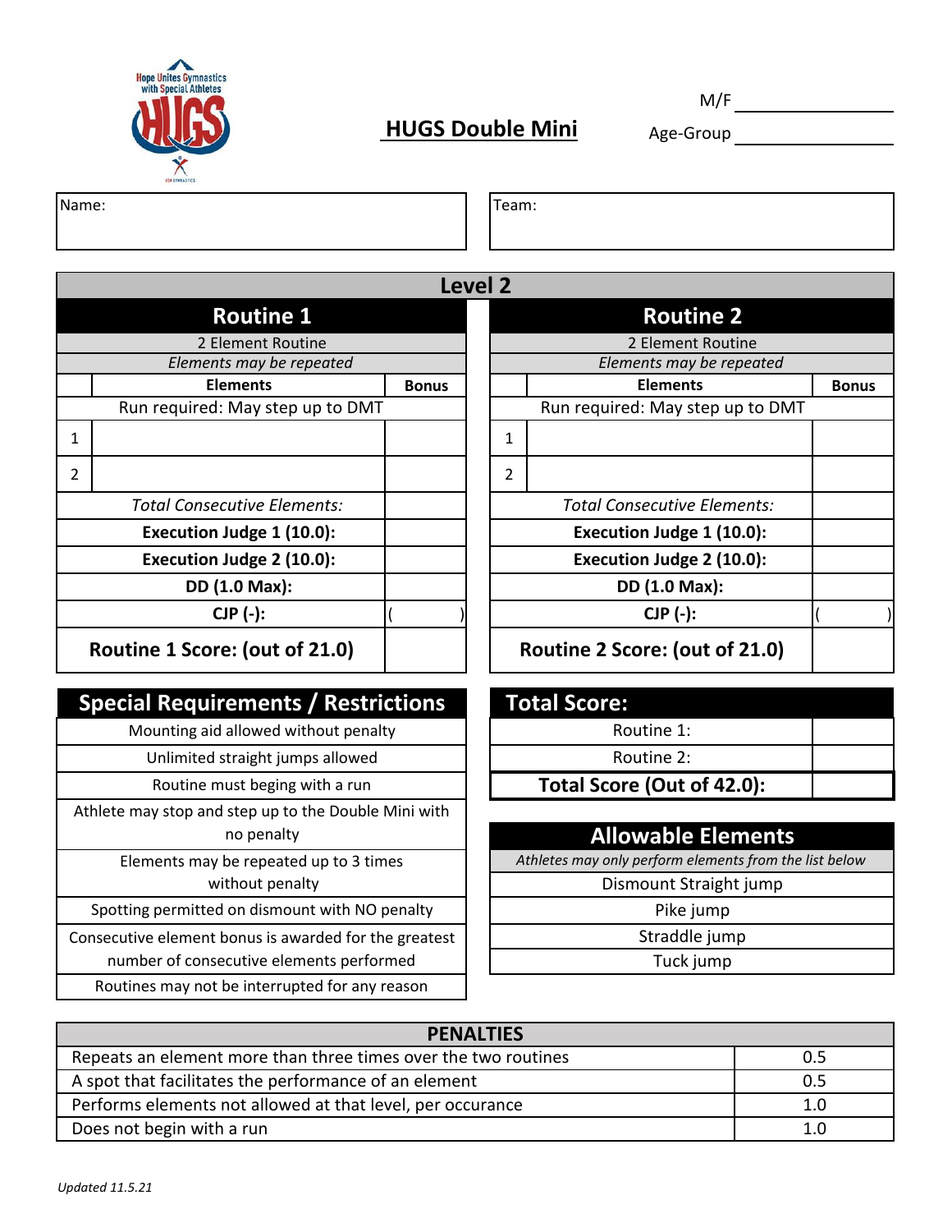Hope Unites Gymnastics with Special Athletes

# HUGS Double Mini

M/F ____________

Age-Group ____________

| Name: | Team: |
|---|---|
| | |

## Level 2

| Routine 1 | | | Routine 2 | | |
|---|---|---|---|---|---|
| 2 Element Routine | | | 2 Element Routine | | |
| *Elements may be repeated* | | | *Elements may be repeated* | | |
| | **Elements** | **Bonus** | | **Elements** | **Bonus** |
| Run required: May step up to DMT | | | Run required: May step up to DMT | | |
| 1 | | | 1 | | |
| 2 | | | 2 | | |
| *Total Consecutive Elements:* | | | *Total Consecutive Elements:* | | |
| **Execution Judge 1 (10.0):** | | | **Execution Judge 1 (10.0):** | | |
| **Execution Judge 2 (10.0):** | | | **Execution Judge 2 (10.0):** | | |
| **DD (1.0 Max):** | | | **DD (1.0 Max):** | | |
| **CJP (-):** | | ( ) | **CJP (-):** | | ( ) |
| **Routine 1 Score: (out of 21.0)** | | | **Routine 2 Score: (out of 21.0)** | | |

| Special Requirements / Restrictions |
|---|
| Mounting aid allowed without penalty |
| Unlimited straight jumps allowed |
| Routine must beging with a run |
| Athlete may stop and step up to the Double Mini with no penalty |
| Elements may be repeated up to 3 times without penalty |
| Spotting permitted on dismount with NO penalty |
| Consecutive element bonus is awarded for the greatest number of consecutive elements performed |
| Routines may not be interrupted for any reason |

| Total Score: | |
|---|---|
| Routine 1: | |
| Routine 2: | |
| **Total Score (Out of 42.0):** | |

| Allowable Elements |
|---|
| *Athletes may only perform elements from the list below* |
| Dismount Straight jump |
| Pike jump |
| Straddle jump |
| Tuck jump |

| PENALTIES | |
|---|---|
| Repeats an element more than three times over the two routines | 0.5 |
| A spot that facilitates the performance of an element | 0.5 |
| Performs elements not allowed at that level, per occurance | 1.0 |
| Does not begin with a run | 1.0 |

*Updated 11.5.21*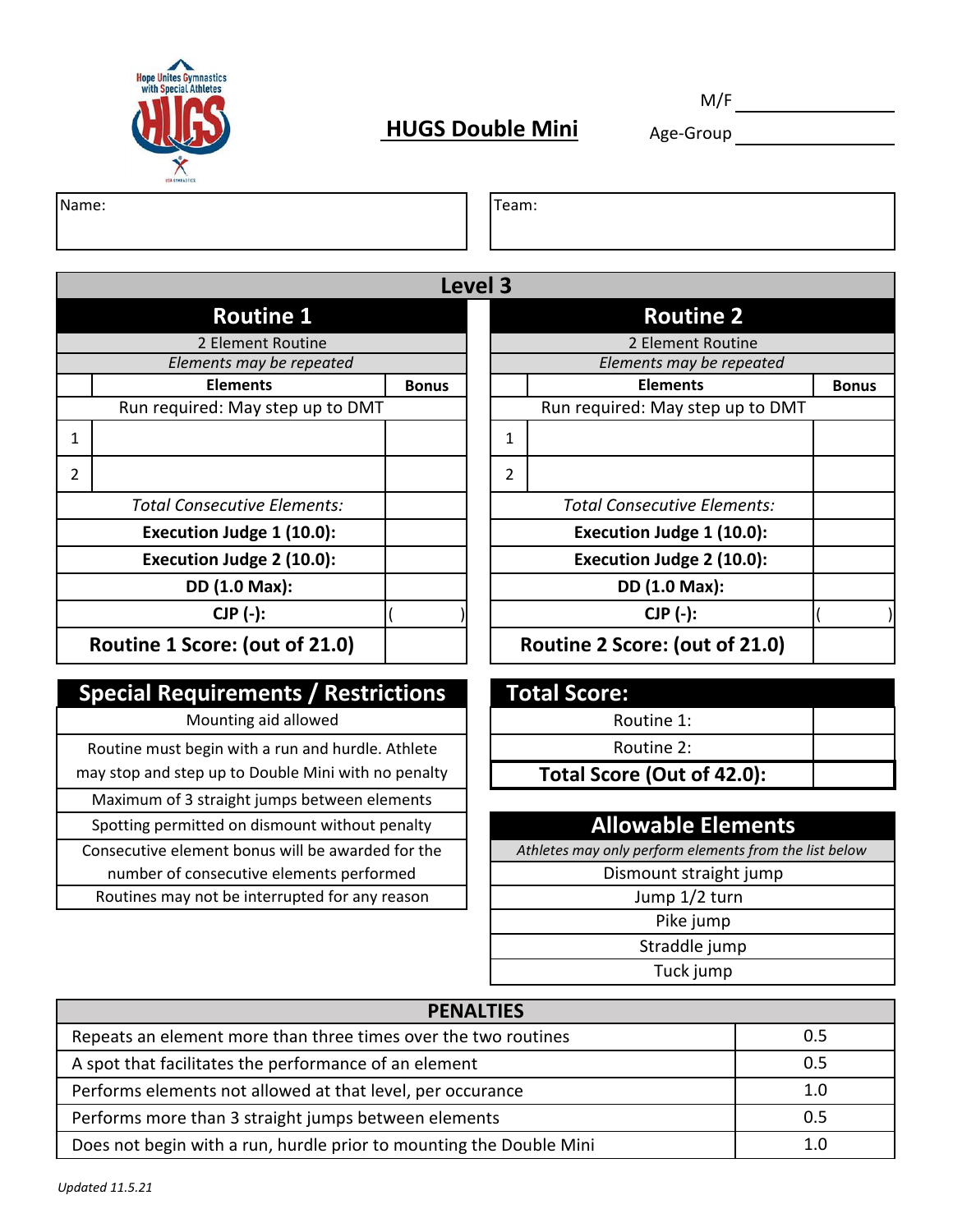Hope Unites Gymnastics with Special Athletes

# HUGS Double Mini

M/F ____________

Age-Group ____________

| Name: | Team: |
|---|---|
| | |

## Level 3

| Routine 1 | | | Routine 2 | | |
|---|---|---|---|---|---|
| 2 Element Routine | | | 2 Element Routine | | |
| *Elements may be repeated* | | | *Elements may be repeated* | | |
| | **Elements** | **Bonus** | | **Elements** | **Bonus** |
| Run required: May step up to DMT | | | Run required: May step up to DMT | | |
| 1 | | | 1 | | |
| 2 | | | 2 | | |
| *Total Consecutive Elements:* | | | *Total Consecutive Elements:* | | |
| **Execution Judge 1 (10.0):** | | | **Execution Judge 1 (10.0):** | | |
| **Execution Judge 2 (10.0):** | | | **Execution Judge 2 (10.0):** | | |
| **DD (1.0 Max):** | | | **DD (1.0 Max):** | | |
| **CJP (-):** | | ( ) | **CJP (-):** | | ( ) |
| **Routine 1 Score: (out of 21.0)** | | | **Routine 2 Score: (out of 21.0)** | | |

| Special Requirements / Restrictions |
|---|
| Mounting aid allowed |
| Routine must begin with a run and hurdle. Athlete may stop and step up to Double Mini with no penalty |
| Maximum of 3 straight jumps between elements |
| Spotting permitted on dismount without penalty |
| Consecutive element bonus will be awarded for the number of consecutive elements performed |
| Routines may not be interrupted for any reason |

| Total Score: | |
|---|---|
| Routine 1: | |
| Routine 2: | |
| **Total Score (Out of 42.0):** | |

| Allowable Elements |
|---|
| *Athletes may only perform elements from the list below* |
| Dismount straight jump |
| Jump 1/2 turn |
| Pike jump |
| Straddle jump |
| Tuck jump |

| PENALTIES | |
|---|---|
| Repeats an element more than three times over the two routines | 0.5 |
| A spot that facilitates the performance of an element | 0.5 |
| Performs elements not allowed at that level, per occurance | 1.0 |
| Performs more than 3 straight jumps between elements | 0.5 |
| Does not begin with a run, hurdle prior to mounting the Double Mini | 1.0 |

*Updated 11.5.21*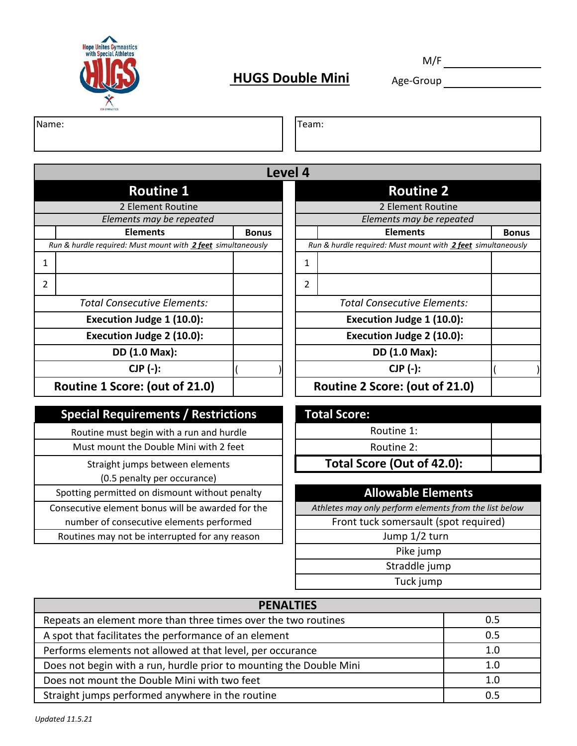Hope Unites Gymnastics with Special Athletes

# HUGS Double Mini

M/F ____________

Age-Group ____________

| Name: | Team: |
|---|---|
| | |

## Level 4

| Routine 1 | | | Routine 2 | | |
|---|---|---|---|---|---|
| 2 Element Routine | | | 2 Element Routine | | |
| *Elements may be repeated* | | | *Elements may be repeated* | | |
| | **Elements** | **Bonus** | | **Elements** | **Bonus** |
| *Run & hurdle required: Must mount with **2 feet** simultaneously* | | | *Run & hurdle required: Must mount with **2 feet** simultaneously* | | |
| 1 | | | 1 | | |
| 2 | | | 2 | | |
| *Total Consecutive Elements:* | | | *Total Consecutive Elements:* | | |
| **Execution Judge 1 (10.0):** | | | **Execution Judge 1 (10.0):** | | |
| **Execution Judge 2 (10.0):** | | | **Execution Judge 2 (10.0):** | | |
| **DD (1.0 Max):** | | | **DD (1.0 Max):** | | |
| **CJP (-):** | | ( ) | **CJP (-):** | | ( ) |
| **Routine 1 Score: (out of 21.0)** | | | **Routine 2 Score: (out of 21.0)** | | |

| Special Requirements / Restrictions |
|---|
| Routine must begin with a run and hurdle |
| Must mount the Double Mini with 2 feet |
| Straight jumps between elements (0.5 penalty per occurance) |
| Spotting permitted on dismount without penalty |
| Consecutive element bonus will be awarded for the number of consecutive elements performed |
| Routines may not be interrupted for any reason |

| Total Score: | |
|---|---|
| Routine 1: | |
| Routine 2: | |
| **Total Score (Out of 42.0):** | |

| Allowable Elements |
|---|
| *Athletes may only perform elements from the list below* |
| Front tuck somersault (spot required) |
| Jump 1/2 turn |
| Pike jump |
| Straddle jump |
| Tuck jump |

| PENALTIES | |
|---|---|
| Repeats an element more than three times over the two routines | 0.5 |
| A spot that facilitates the performance of an element | 0.5 |
| Performs elements not allowed at that level, per occurance | 1.0 |
| Does not begin with a run, hurdle prior to mounting the Double Mini | 1.0 |
| Does not mount the Double Mini with two feet | 1.0 |
| Straight jumps performed anywhere in the routine | 0.5 |

*Updated 11.5.21*